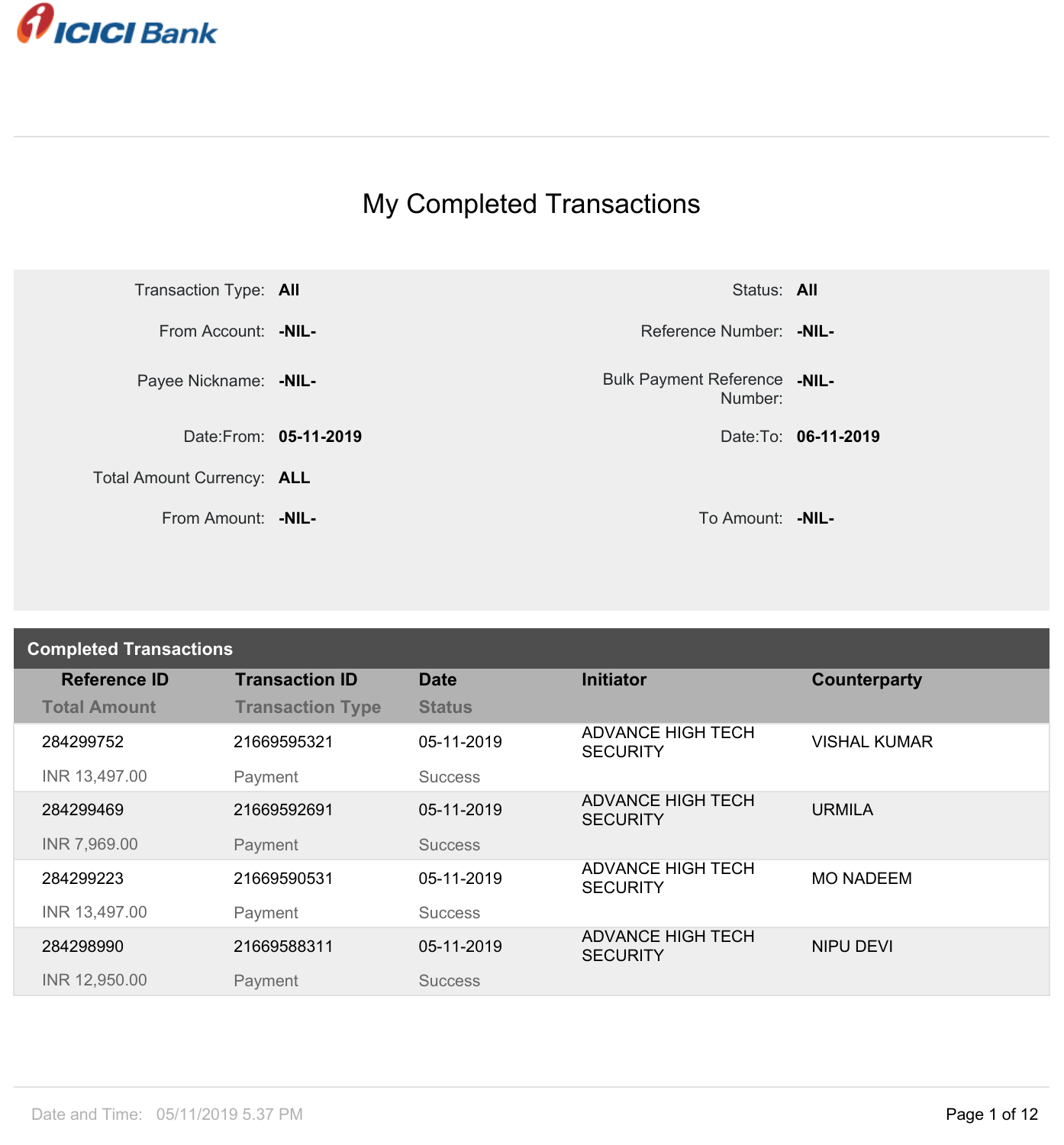ICICI Bank

# My Completed Transactions

| | | | |
|---|---|---|---|
| Transaction Type: | **All** | Status: | **All** |
| From Account: | **-NIL-** | Reference Number: | **-NIL-** |
| Payee Nickname: | **-NIL-** | Bulk Payment Reference Number: | **-NIL-** |
| Date:From: | **05-11-2019** | Date:To: | **06-11-2019** |
| Total Amount Currency: | **ALL** | | |
| From Amount: | **-NIL-** | To Amount: | **-NIL-** |

## Completed Transactions

| Reference ID<br>Total Amount | Transaction ID<br>Transaction Type | Date<br>Status | Initiator | Counterparty |
|---|---|---|---|---|
| 284299752<br>INR 13,497.00 | 21669595321<br>Payment | 05-11-2019<br>Success | ADVANCE HIGH TECH SECURITY | VISHAL KUMAR |
| 284299469<br>INR 7,969.00 | 21669592691<br>Payment | 05-11-2019<br>Success | ADVANCE HIGH TECH SECURITY | URMILA |
| 284299223<br>INR 13,497.00 | 21669590531<br>Payment | 05-11-2019<br>Success | ADVANCE HIGH TECH SECURITY | MO NADEEM |
| 284298990<br>INR 12,950.00 | 21669588311<br>Payment | 05-11-2019<br>Success | ADVANCE HIGH TECH SECURITY | NIPU DEVI |

Date and Time: 05/11/2019 5.37 PM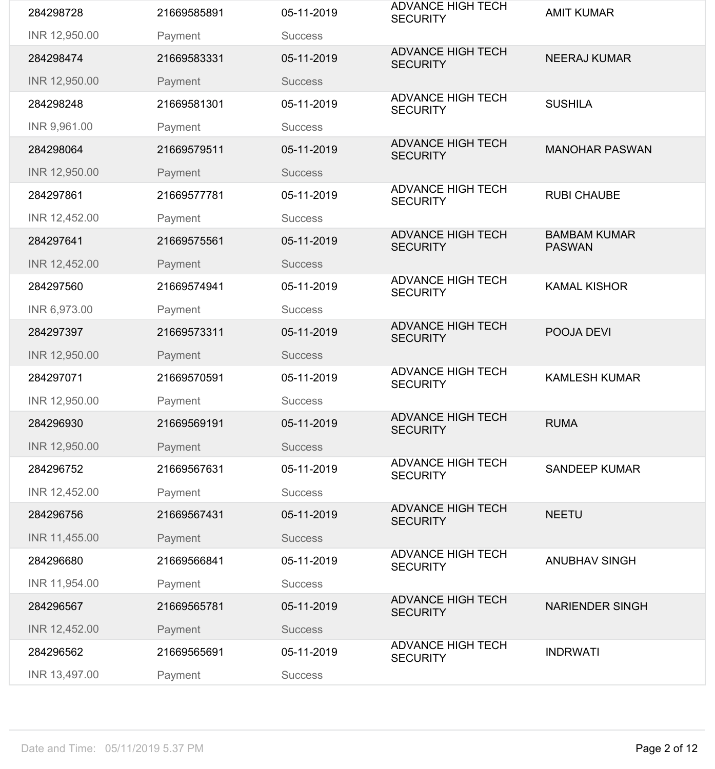| | | | | |
|---|---|---|---|---|
| 284298728 | 21669585891 | 05-11-2019 | ADVANCE HIGH TECH SECURITY | AMIT KUMAR |
| INR 12,950.00 | Payment | Success | | |
| 284298474 | 21669583331 | 05-11-2019 | ADVANCE HIGH TECH SECURITY | NEERAJ KUMAR |
| INR 12,950.00 | Payment | Success | | |
| 284298248 | 21669581301 | 05-11-2019 | ADVANCE HIGH TECH SECURITY | SUSHILA |
| INR 9,961.00 | Payment | Success | | |
| 284298064 | 21669579511 | 05-11-2019 | ADVANCE HIGH TECH SECURITY | MANOHAR PASWAN |
| INR 12,950.00 | Payment | Success | | |
| 284297861 | 21669577781 | 05-11-2019 | ADVANCE HIGH TECH SECURITY | RUBI CHAUBE |
| INR 12,452.00 | Payment | Success | | |
| 284297641 | 21669575561 | 05-11-2019 | ADVANCE HIGH TECH SECURITY | BAMBAM KUMAR PASWAN |
| INR 12,452.00 | Payment | Success | | |
| 284297560 | 21669574941 | 05-11-2019 | ADVANCE HIGH TECH SECURITY | KAMAL KISHOR |
| INR 6,973.00 | Payment | Success | | |
| 284297397 | 21669573311 | 05-11-2019 | ADVANCE HIGH TECH SECURITY | POOJA DEVI |
| INR 12,950.00 | Payment | Success | | |
| 284297071 | 21669570591 | 05-11-2019 | ADVANCE HIGH TECH SECURITY | KAMLESH KUMAR |
| INR 12,950.00 | Payment | Success | | |
| 284296930 | 21669569191 | 05-11-2019 | ADVANCE HIGH TECH SECURITY | RUMA |
| INR 12,950.00 | Payment | Success | | |
| 284296752 | 21669567631 | 05-11-2019 | ADVANCE HIGH TECH SECURITY | SANDEEP KUMAR |
| INR 12,452.00 | Payment | Success | | |
| 284296756 | 21669567431 | 05-11-2019 | ADVANCE HIGH TECH SECURITY | NEETU |
| INR 11,455.00 | Payment | Success | | |
| 284296680 | 21669566841 | 05-11-2019 | ADVANCE HIGH TECH SECURITY | ANUBHAV SINGH |
| INR 11,954.00 | Payment | Success | | |
| 284296567 | 21669565781 | 05-11-2019 | ADVANCE HIGH TECH SECURITY | NARIENDER SINGH |
| INR 12,452.00 | Payment | Success | | |
| 284296562 | 21669565691 | 05-11-2019 | ADVANCE HIGH TECH SECURITY | INDRWATI |
| INR 13,497.00 | Payment | Success | | |

Date and Time: 05/11/2019 5.37 PM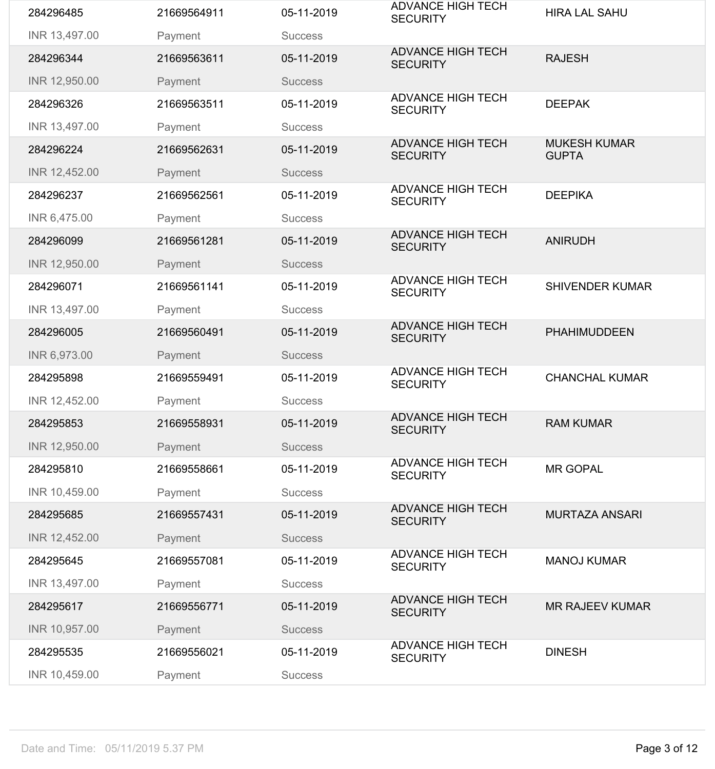| | | | | |
|---|---|---|---|---|
| 284296485<br>INR 13,497.00 | 21669564911<br>Payment | 05-11-2019<br>Success | ADVANCE HIGH TECH SECURITY | HIRA LAL SAHU |
| 284296344<br>INR 12,950.00 | 21669563611<br>Payment | 05-11-2019<br>Success | ADVANCE HIGH TECH SECURITY | RAJESH |
| 284296326<br>INR 13,497.00 | 21669563511<br>Payment | 05-11-2019<br>Success | ADVANCE HIGH TECH SECURITY | DEEPAK |
| 284296224<br>INR 12,452.00 | 21669562631<br>Payment | 05-11-2019<br>Success | ADVANCE HIGH TECH SECURITY | MUKESH KUMAR GUPTA |
| 284296237<br>INR 6,475.00 | 21669562561<br>Payment | 05-11-2019<br>Success | ADVANCE HIGH TECH SECURITY | DEEPIKA |
| 284296099<br>INR 12,950.00 | 21669561281<br>Payment | 05-11-2019<br>Success | ADVANCE HIGH TECH SECURITY | ANIRUDH |
| 284296071<br>INR 13,497.00 | 21669561141<br>Payment | 05-11-2019<br>Success | ADVANCE HIGH TECH SECURITY | SHIVENDER KUMAR |
| 284296005<br>INR 6,973.00 | 21669560491<br>Payment | 05-11-2019<br>Success | ADVANCE HIGH TECH SECURITY | PHAHIMUDDEEN |
| 284295898<br>INR 12,452.00 | 21669559491<br>Payment | 05-11-2019<br>Success | ADVANCE HIGH TECH SECURITY | CHANCHAL KUMAR |
| 284295853<br>INR 12,950.00 | 21669558931<br>Payment | 05-11-2019<br>Success | ADVANCE HIGH TECH SECURITY | RAM KUMAR |
| 284295810<br>INR 10,459.00 | 21669558661<br>Payment | 05-11-2019<br>Success | ADVANCE HIGH TECH SECURITY | MR GOPAL |
| 284295685<br>INR 12,452.00 | 21669557431<br>Payment | 05-11-2019<br>Success | ADVANCE HIGH TECH SECURITY | MURTAZA ANSARI |
| 284295645<br>INR 13,497.00 | 21669557081<br>Payment | 05-11-2019<br>Success | ADVANCE HIGH TECH SECURITY | MANOJ KUMAR |
| 284295617<br>INR 10,957.00 | 21669556771<br>Payment | 05-11-2019<br>Success | ADVANCE HIGH TECH SECURITY | MR RAJEEV KUMAR |
| 284295535<br>INR 10,459.00 | 21669556021<br>Payment | 05-11-2019<br>Success | ADVANCE HIGH TECH SECURITY | DINESH |

Date and Time: 05/11/2019 5.37 PM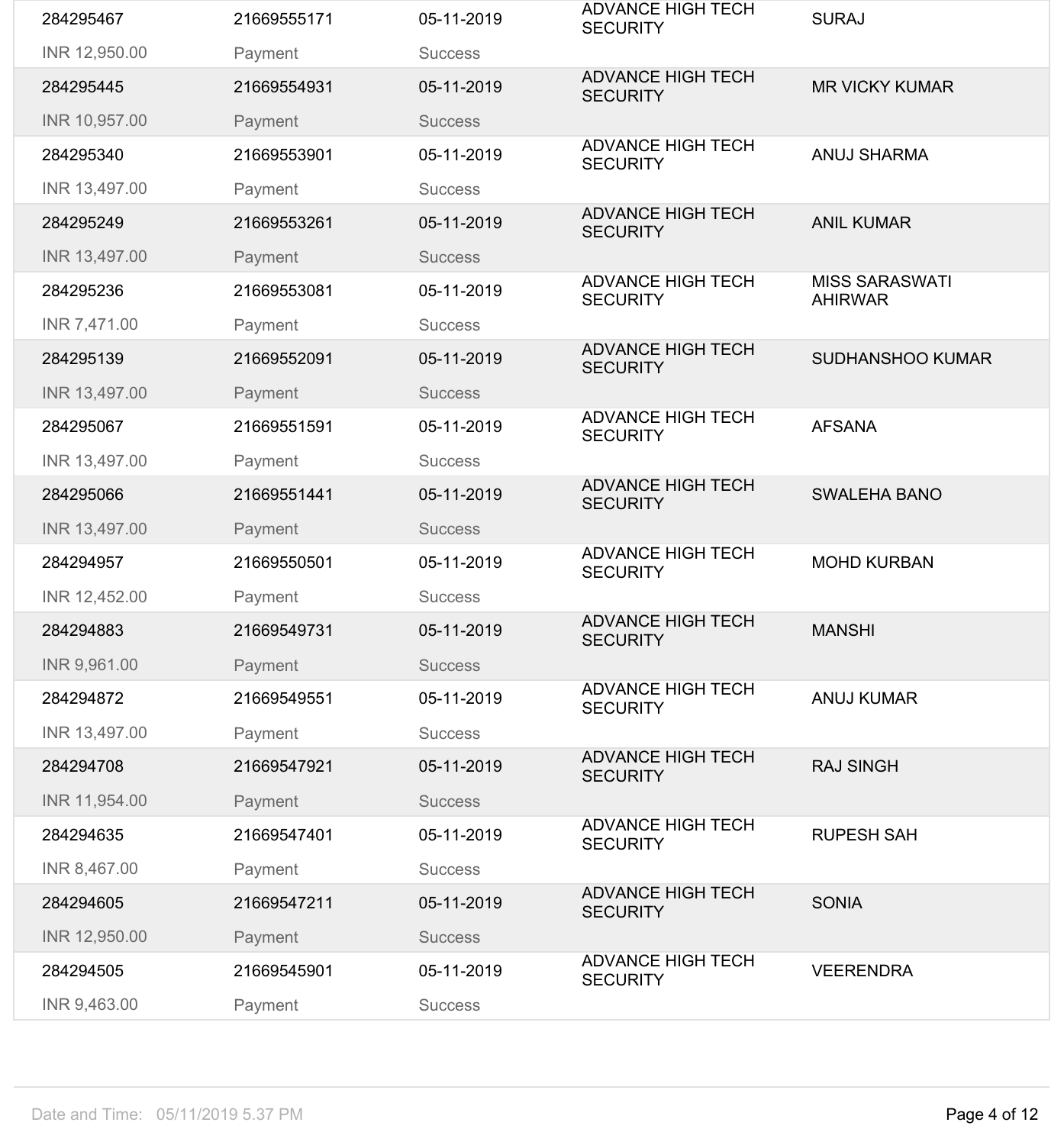| | | | | |
|---|---|---|---|---|
| 284295467 | 21669555171 | 05-11-2019 | ADVANCE HIGH TECH SECURITY | SURAJ |
| INR 12,950.00 | Payment | Success | | |
| 284295445 | 21669554931 | 05-11-2019 | ADVANCE HIGH TECH SECURITY | MR VICKY KUMAR |
| INR 10,957.00 | Payment | Success | | |
| 284295340 | 21669553901 | 05-11-2019 | ADVANCE HIGH TECH SECURITY | ANUJ SHARMA |
| INR 13,497.00 | Payment | Success | | |
| 284295249 | 21669553261 | 05-11-2019 | ADVANCE HIGH TECH SECURITY | ANIL KUMAR |
| INR 13,497.00 | Payment | Success | | |
| 284295236 | 21669553081 | 05-11-2019 | ADVANCE HIGH TECH SECURITY | MISS SARASWATI AHIRWAR |
| INR 7,471.00 | Payment | Success | | |
| 284295139 | 21669552091 | 05-11-2019 | ADVANCE HIGH TECH SECURITY | SUDHANSHOO KUMAR |
| INR 13,497.00 | Payment | Success | | |
| 284295067 | 21669551591 | 05-11-2019 | ADVANCE HIGH TECH SECURITY | AFSANA |
| INR 13,497.00 | Payment | Success | | |
| 284295066 | 21669551441 | 05-11-2019 | ADVANCE HIGH TECH SECURITY | SWALEHA BANO |
| INR 13,497.00 | Payment | Success | | |
| 284294957 | 21669550501 | 05-11-2019 | ADVANCE HIGH TECH SECURITY | MOHD KURBAN |
| INR 12,452.00 | Payment | Success | | |
| 284294883 | 21669549731 | 05-11-2019 | ADVANCE HIGH TECH SECURITY | MANSHI |
| INR 9,961.00 | Payment | Success | | |
| 284294872 | 21669549551 | 05-11-2019 | ADVANCE HIGH TECH SECURITY | ANUJ KUMAR |
| INR 13,497.00 | Payment | Success | | |
| 284294708 | 21669547921 | 05-11-2019 | ADVANCE HIGH TECH SECURITY | RAJ SINGH |
| INR 11,954.00 | Payment | Success | | |
| 284294635 | 21669547401 | 05-11-2019 | ADVANCE HIGH TECH SECURITY | RUPESH SAH |
| INR 8,467.00 | Payment | Success | | |
| 284294605 | 21669547211 | 05-11-2019 | ADVANCE HIGH TECH SECURITY | SONIA |
| INR 12,950.00 | Payment | Success | | |
| 284294505 | 21669545901 | 05-11-2019 | ADVANCE HIGH TECH SECURITY | VEERENDRA |
| INR 9,463.00 | Payment | Success | | |

Date and Time: 05/11/2019 5.37 PM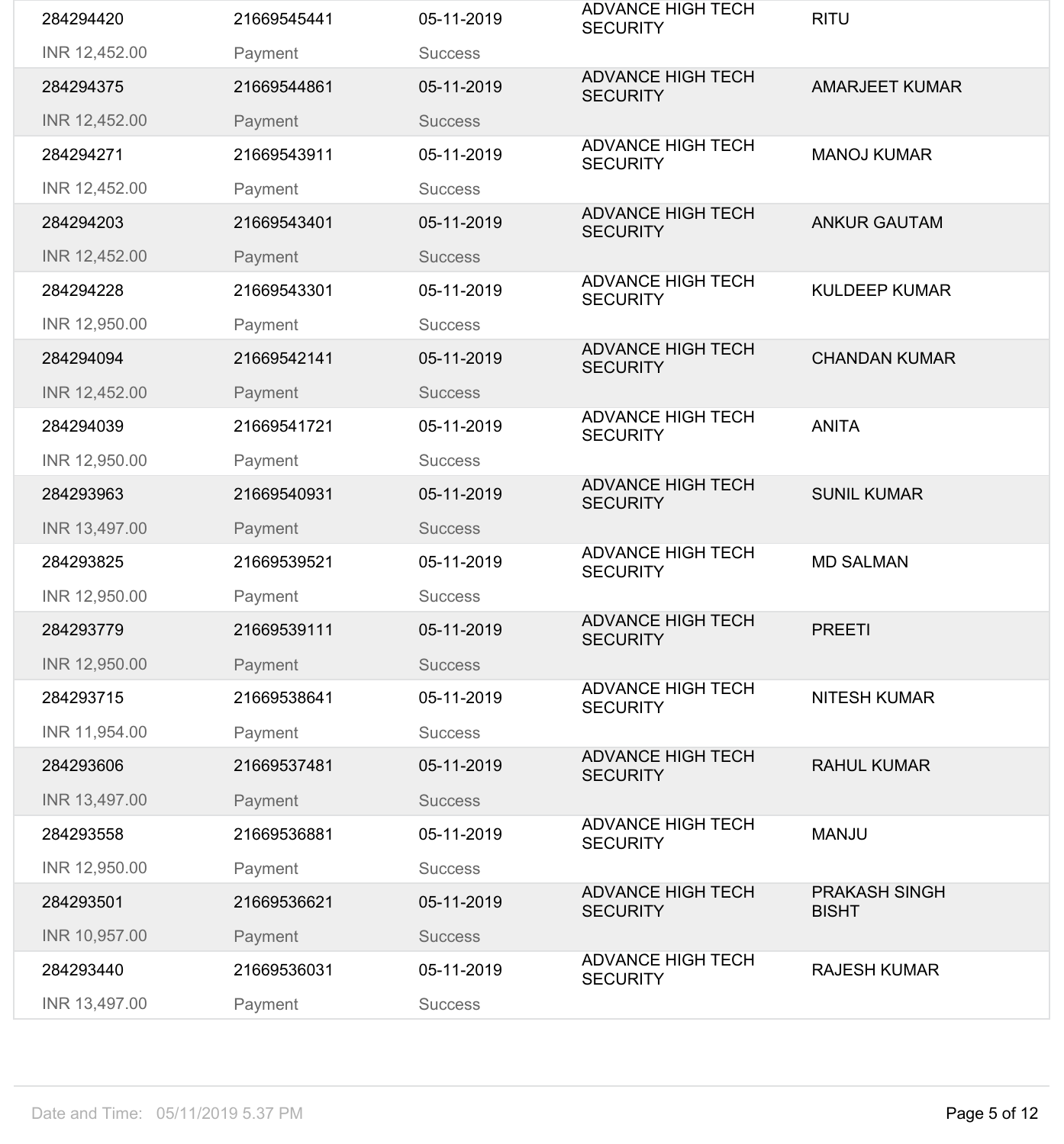| | | | | |
|---|---|---|---|---|
| 284294420 | 21669545441 | 05-11-2019 | ADVANCE HIGH TECH SECURITY | RITU |
| INR 12,452.00 | Payment | Success | | |
| 284294375 | 21669544861 | 05-11-2019 | ADVANCE HIGH TECH SECURITY | AMARJEET KUMAR |
| INR 12,452.00 | Payment | Success | | |
| 284294271 | 21669543911 | 05-11-2019 | ADVANCE HIGH TECH SECURITY | MANOJ KUMAR |
| INR 12,452.00 | Payment | Success | | |
| 284294203 | 21669543401 | 05-11-2019 | ADVANCE HIGH TECH SECURITY | ANKUR GAUTAM |
| INR 12,452.00 | Payment | Success | | |
| 284294228 | 21669543301 | 05-11-2019 | ADVANCE HIGH TECH SECURITY | KULDEEP KUMAR |
| INR 12,950.00 | Payment | Success | | |
| 284294094 | 21669542141 | 05-11-2019 | ADVANCE HIGH TECH SECURITY | CHANDAN KUMAR |
| INR 12,452.00 | Payment | Success | | |
| 284294039 | 21669541721 | 05-11-2019 | ADVANCE HIGH TECH SECURITY | ANITA |
| INR 12,950.00 | Payment | Success | | |
| 284293963 | 21669540931 | 05-11-2019 | ADVANCE HIGH TECH SECURITY | SUNIL KUMAR |
| INR 13,497.00 | Payment | Success | | |
| 284293825 | 21669539521 | 05-11-2019 | ADVANCE HIGH TECH SECURITY | MD SALMAN |
| INR 12,950.00 | Payment | Success | | |
| 284293779 | 21669539111 | 05-11-2019 | ADVANCE HIGH TECH SECURITY | PREETI |
| INR 12,950.00 | Payment | Success | | |
| 284293715 | 21669538641 | 05-11-2019 | ADVANCE HIGH TECH SECURITY | NITESH KUMAR |
| INR 11,954.00 | Payment | Success | | |
| 284293606 | 21669537481 | 05-11-2019 | ADVANCE HIGH TECH SECURITY | RAHUL KUMAR |
| INR 13,497.00 | Payment | Success | | |
| 284293558 | 21669536881 | 05-11-2019 | ADVANCE HIGH TECH SECURITY | MANJU |
| INR 12,950.00 | Payment | Success | | |
| 284293501 | 21669536621 | 05-11-2019 | ADVANCE HIGH TECH SECURITY | PRAKASH SINGH BISHT |
| INR 10,957.00 | Payment | Success | | |
| 284293440 | 21669536031 | 05-11-2019 | ADVANCE HIGH TECH SECURITY | RAJESH KUMAR |
| INR 13,497.00 | Payment | Success | | |

Date and Time: 05/11/2019 5.37 PM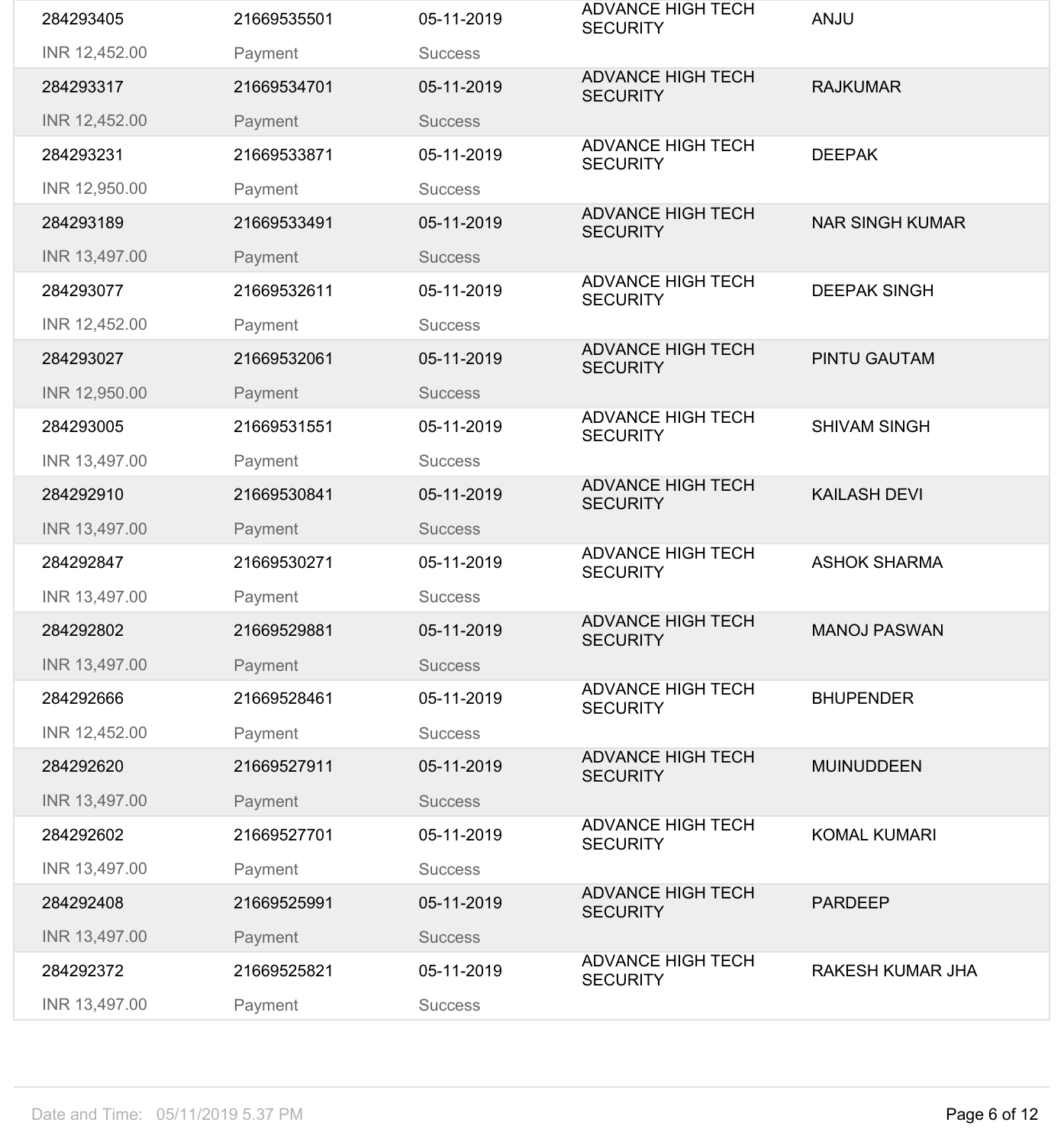| | | | | |
|---|---|---|---|---|
| 284293405 | 21669535501 | 05-11-2019 | ADVANCE HIGH TECH SECURITY | ANJU |
| INR 12,452.00 | Payment | Success | | |
| 284293317 | 21669534701 | 05-11-2019 | ADVANCE HIGH TECH SECURITY | RAJKUMAR |
| INR 12,452.00 | Payment | Success | | |
| 284293231 | 21669533871 | 05-11-2019 | ADVANCE HIGH TECH SECURITY | DEEPAK |
| INR 12,950.00 | Payment | Success | | |
| 284293189 | 21669533491 | 05-11-2019 | ADVANCE HIGH TECH SECURITY | NAR SINGH KUMAR |
| INR 13,497.00 | Payment | Success | | |
| 284293077 | 21669532611 | 05-11-2019 | ADVANCE HIGH TECH SECURITY | DEEPAK SINGH |
| INR 12,452.00 | Payment | Success | | |
| 284293027 | 21669532061 | 05-11-2019 | ADVANCE HIGH TECH SECURITY | PINTU GAUTAM |
| INR 12,950.00 | Payment | Success | | |
| 284293005 | 21669531551 | 05-11-2019 | ADVANCE HIGH TECH SECURITY | SHIVAM SINGH |
| INR 13,497.00 | Payment | Success | | |
| 284292910 | 21669530841 | 05-11-2019 | ADVANCE HIGH TECH SECURITY | KAILASH DEVI |
| INR 13,497.00 | Payment | Success | | |
| 284292847 | 21669530271 | 05-11-2019 | ADVANCE HIGH TECH SECURITY | ASHOK SHARMA |
| INR 13,497.00 | Payment | Success | | |
| 284292802 | 21669529881 | 05-11-2019 | ADVANCE HIGH TECH SECURITY | MANOJ PASWAN |
| INR 13,497.00 | Payment | Success | | |
| 284292666 | 21669528461 | 05-11-2019 | ADVANCE HIGH TECH SECURITY | BHUPENDER |
| INR 12,452.00 | Payment | Success | | |
| 284292620 | 21669527911 | 05-11-2019 | ADVANCE HIGH TECH SECURITY | MUINUDDEEN |
| INR 13,497.00 | Payment | Success | | |
| 284292602 | 21669527701 | 05-11-2019 | ADVANCE HIGH TECH SECURITY | KOMAL KUMARI |
| INR 13,497.00 | Payment | Success | | |
| 284292408 | 21669525991 | 05-11-2019 | ADVANCE HIGH TECH SECURITY | PARDEEP |
| INR 13,497.00 | Payment | Success | | |
| 284292372 | 21669525821 | 05-11-2019 | ADVANCE HIGH TECH SECURITY | RAKESH KUMAR JHA |
| INR 13,497.00 | Payment | Success | | |

Date and Time: 05/11/2019 5.37 PM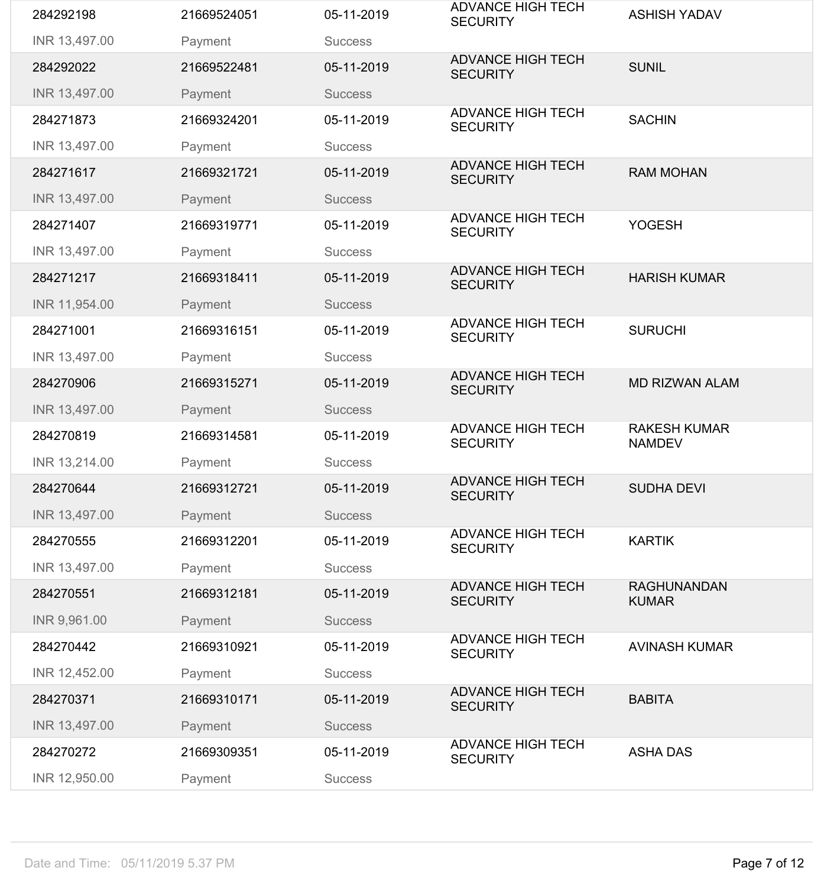| | | | | |
|---|---|---|---|---|
| 284292198 | 21669524051 | 05-11-2019 | ADVANCE HIGH TECH SECURITY | ASHISH YADAV |
| INR 13,497.00 | Payment | Success | | |
| 284292022 | 21669522481 | 05-11-2019 | ADVANCE HIGH TECH SECURITY | SUNIL |
| INR 13,497.00 | Payment | Success | | |
| 284271873 | 21669324201 | 05-11-2019 | ADVANCE HIGH TECH SECURITY | SACHIN |
| INR 13,497.00 | Payment | Success | | |
| 284271617 | 21669321721 | 05-11-2019 | ADVANCE HIGH TECH SECURITY | RAM MOHAN |
| INR 13,497.00 | Payment | Success | | |
| 284271407 | 21669319771 | 05-11-2019 | ADVANCE HIGH TECH SECURITY | YOGESH |
| INR 13,497.00 | Payment | Success | | |
| 284271217 | 21669318411 | 05-11-2019 | ADVANCE HIGH TECH SECURITY | HARISH KUMAR |
| INR 11,954.00 | Payment | Success | | |
| 284271001 | 21669316151 | 05-11-2019 | ADVANCE HIGH TECH SECURITY | SURUCHI |
| INR 13,497.00 | Payment | Success | | |
| 284270906 | 21669315271 | 05-11-2019 | ADVANCE HIGH TECH SECURITY | MD RIZWAN ALAM |
| INR 13,497.00 | Payment | Success | | |
| 284270819 | 21669314581 | 05-11-2019 | ADVANCE HIGH TECH SECURITY | RAKESH KUMAR NAMDEV |
| INR 13,214.00 | Payment | Success | | |
| 284270644 | 21669312721 | 05-11-2019 | ADVANCE HIGH TECH SECURITY | SUDHA DEVI |
| INR 13,497.00 | Payment | Success | | |
| 284270555 | 21669312201 | 05-11-2019 | ADVANCE HIGH TECH SECURITY | KARTIK |
| INR 13,497.00 | Payment | Success | | |
| 284270551 | 21669312181 | 05-11-2019 | ADVANCE HIGH TECH SECURITY | RAGHUNANDAN KUMAR |
| INR 9,961.00 | Payment | Success | | |
| 284270442 | 21669310921 | 05-11-2019 | ADVANCE HIGH TECH SECURITY | AVINASH KUMAR |
| INR 12,452.00 | Payment | Success | | |
| 284270371 | 21669310171 | 05-11-2019 | ADVANCE HIGH TECH SECURITY | BABITA |
| INR 13,497.00 | Payment | Success | | |
| 284270272 | 21669309351 | 05-11-2019 | ADVANCE HIGH TECH SECURITY | ASHA DAS |
| INR 12,950.00 | Payment | Success | | |

Date and Time: 05/11/2019 5.37 PM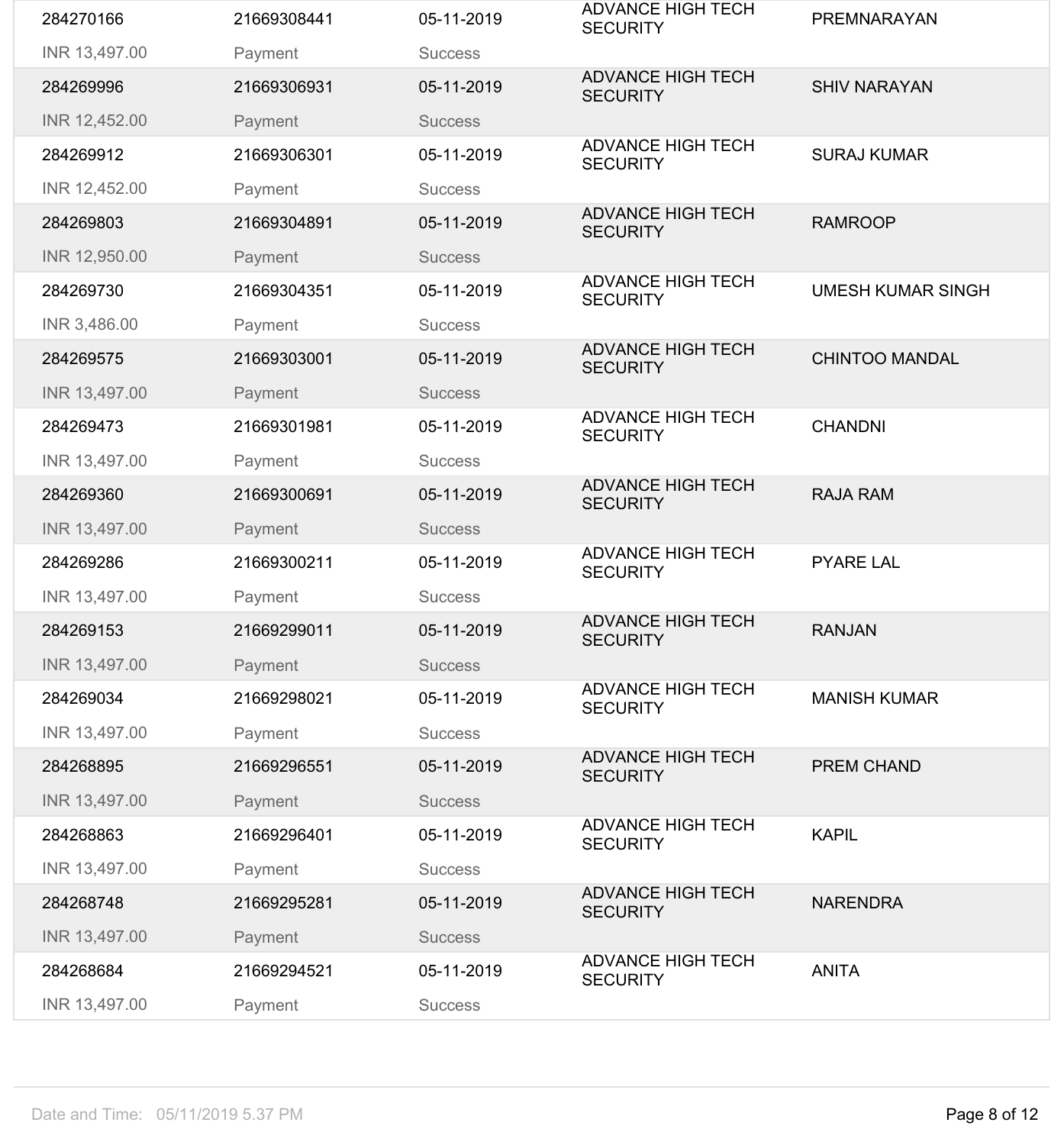| | | | | |
|---|---|---|---|---|
| 284270166 | 21669308441 | 05-11-2019 | ADVANCE HIGH TECH SECURITY | PREMNARAYAN |
| INR 13,497.00 | Payment | Success | | |
| 284269996 | 21669306931 | 05-11-2019 | ADVANCE HIGH TECH SECURITY | SHIV NARAYAN |
| INR 12,452.00 | Payment | Success | | |
| 284269912 | 21669306301 | 05-11-2019 | ADVANCE HIGH TECH SECURITY | SURAJ KUMAR |
| INR 12,452.00 | Payment | Success | | |
| 284269803 | 21669304891 | 05-11-2019 | ADVANCE HIGH TECH SECURITY | RAMROOP |
| INR 12,950.00 | Payment | Success | | |
| 284269730 | 21669304351 | 05-11-2019 | ADVANCE HIGH TECH SECURITY | UMESH KUMAR SINGH |
| INR 3,486.00 | Payment | Success | | |
| 284269575 | 21669303001 | 05-11-2019 | ADVANCE HIGH TECH SECURITY | CHINTOO MANDAL |
| INR 13,497.00 | Payment | Success | | |
| 284269473 | 21669301981 | 05-11-2019 | ADVANCE HIGH TECH SECURITY | CHANDNI |
| INR 13,497.00 | Payment | Success | | |
| 284269360 | 21669300691 | 05-11-2019 | ADVANCE HIGH TECH SECURITY | RAJA RAM |
| INR 13,497.00 | Payment | Success | | |
| 284269286 | 21669300211 | 05-11-2019 | ADVANCE HIGH TECH SECURITY | PYARE LAL |
| INR 13,497.00 | Payment | Success | | |
| 284269153 | 21669299011 | 05-11-2019 | ADVANCE HIGH TECH SECURITY | RANJAN |
| INR 13,497.00 | Payment | Success | | |
| 284269034 | 21669298021 | 05-11-2019 | ADVANCE HIGH TECH SECURITY | MANISH KUMAR |
| INR 13,497.00 | Payment | Success | | |
| 284268895 | 21669296551 | 05-11-2019 | ADVANCE HIGH TECH SECURITY | PREM CHAND |
| INR 13,497.00 | Payment | Success | | |
| 284268863 | 21669296401 | 05-11-2019 | ADVANCE HIGH TECH SECURITY | KAPIL |
| INR 13,497.00 | Payment | Success | | |
| 284268748 | 21669295281 | 05-11-2019 | ADVANCE HIGH TECH SECURITY | NARENDRA |
| INR 13,497.00 | Payment | Success | | |
| 284268684 | 21669294521 | 05-11-2019 | ADVANCE HIGH TECH SECURITY | ANITA |
| INR 13,497.00 | Payment | Success | | |

Date and Time: 05/11/2019 5.37 PM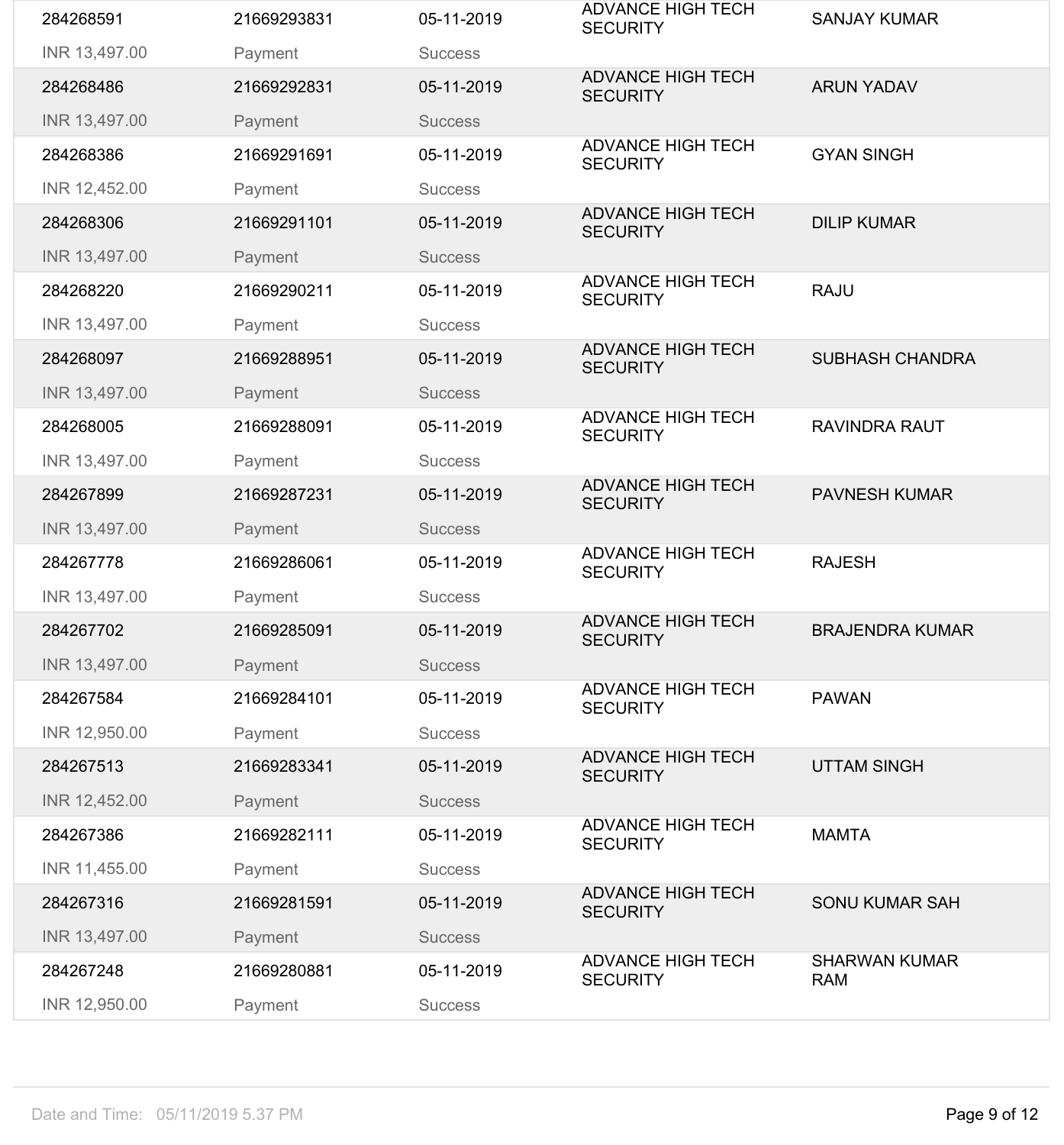| | | | | |
|---|---|---|---|---|
| 284268591<br>INR 13,497.00 | 21669293831<br>Payment | 05-11-2019<br>Success | ADVANCE HIGH TECH SECURITY | SANJAY KUMAR |
| 284268486<br>INR 13,497.00 | 21669292831<br>Payment | 05-11-2019<br>Success | ADVANCE HIGH TECH SECURITY | ARUN YADAV |
| 284268386<br>INR 12,452.00 | 21669291691<br>Payment | 05-11-2019<br>Success | ADVANCE HIGH TECH SECURITY | GYAN SINGH |
| 284268306<br>INR 13,497.00 | 21669291101<br>Payment | 05-11-2019<br>Success | ADVANCE HIGH TECH SECURITY | DILIP KUMAR |
| 284268220<br>INR 13,497.00 | 21669290211<br>Payment | 05-11-2019<br>Success | ADVANCE HIGH TECH SECURITY | RAJU |
| 284268097<br>INR 13,497.00 | 21669288951<br>Payment | 05-11-2019<br>Success | ADVANCE HIGH TECH SECURITY | SUBHASH CHANDRA |
| 284268005<br>INR 13,497.00 | 21669288091<br>Payment | 05-11-2019<br>Success | ADVANCE HIGH TECH SECURITY | RAVINDRA RAUT |
| 284267899<br>INR 13,497.00 | 21669287231<br>Payment | 05-11-2019<br>Success | ADVANCE HIGH TECH SECURITY | PAVNESH KUMAR |
| 284267778<br>INR 13,497.00 | 21669286061<br>Payment | 05-11-2019<br>Success | ADVANCE HIGH TECH SECURITY | RAJESH |
| 284267702<br>INR 13,497.00 | 21669285091<br>Payment | 05-11-2019<br>Success | ADVANCE HIGH TECH SECURITY | BRAJENDRA KUMAR |
| 284267584<br>INR 12,950.00 | 21669284101<br>Payment | 05-11-2019<br>Success | ADVANCE HIGH TECH SECURITY | PAWAN |
| 284267513<br>INR 12,452.00 | 21669283341<br>Payment | 05-11-2019<br>Success | ADVANCE HIGH TECH SECURITY | UTTAM SINGH |
| 284267386<br>INR 11,455.00 | 21669282111<br>Payment | 05-11-2019<br>Success | ADVANCE HIGH TECH SECURITY | MAMTA |
| 284267316<br>INR 13,497.00 | 21669281591<br>Payment | 05-11-2019<br>Success | ADVANCE HIGH TECH SECURITY | SONU KUMAR SAH |
| 284267248<br>INR 12,950.00 | 21669280881<br>Payment | 05-11-2019<br>Success | ADVANCE HIGH TECH SECURITY | SHARWAN KUMAR RAM |

Date and Time: 05/11/2019 5.37 PM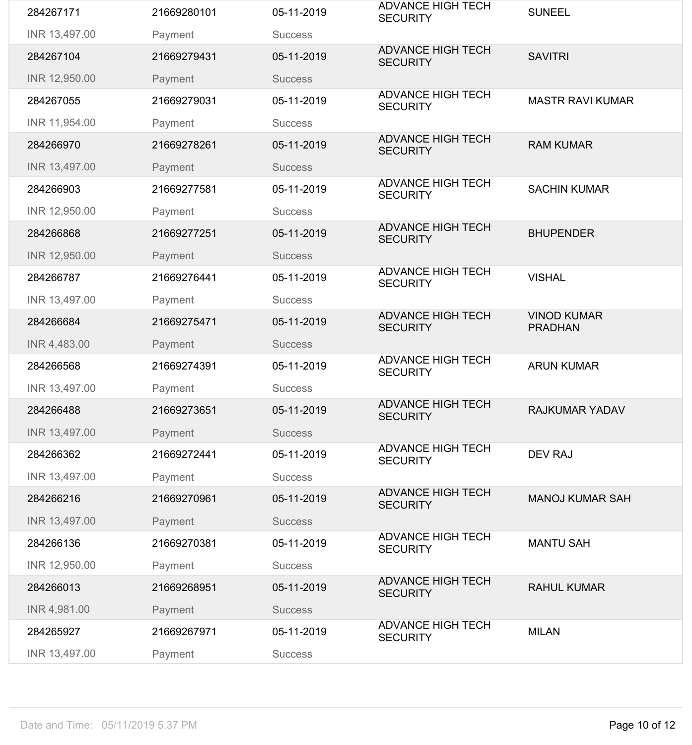| | | | | |
|---|---|---|---|---|
| 284267171 | 21669280101 | 05-11-2019 | ADVANCE HIGH TECH SECURITY | SUNEEL |
| INR 13,497.00 | Payment | Success | | |
| 284267104 | 21669279431 | 05-11-2019 | ADVANCE HIGH TECH SECURITY | SAVITRI |
| INR 12,950.00 | Payment | Success | | |
| 284267055 | 21669279031 | 05-11-2019 | ADVANCE HIGH TECH SECURITY | MASTR RAVI KUMAR |
| INR 11,954.00 | Payment | Success | | |
| 284266970 | 21669278261 | 05-11-2019 | ADVANCE HIGH TECH SECURITY | RAM KUMAR |
| INR 13,497.00 | Payment | Success | | |
| 284266903 | 21669277581 | 05-11-2019 | ADVANCE HIGH TECH SECURITY | SACHIN KUMAR |
| INR 12,950.00 | Payment | Success | | |
| 284266868 | 21669277251 | 05-11-2019 | ADVANCE HIGH TECH SECURITY | BHUPENDER |
| INR 12,950.00 | Payment | Success | | |
| 284266787 | 21669276441 | 05-11-2019 | ADVANCE HIGH TECH SECURITY | VISHAL |
| INR 13,497.00 | Payment | Success | | |
| 284266684 | 21669275471 | 05-11-2019 | ADVANCE HIGH TECH SECURITY | VINOD KUMAR PRADHAN |
| INR 4,483.00 | Payment | Success | | |
| 284266568 | 21669274391 | 05-11-2019 | ADVANCE HIGH TECH SECURITY | ARUN KUMAR |
| INR 13,497.00 | Payment | Success | | |
| 284266488 | 21669273651 | 05-11-2019 | ADVANCE HIGH TECH SECURITY | RAJKUMAR YADAV |
| INR 13,497.00 | Payment | Success | | |
| 284266362 | 21669272441 | 05-11-2019 | ADVANCE HIGH TECH SECURITY | DEV RAJ |
| INR 13,497.00 | Payment | Success | | |
| 284266216 | 21669270961 | 05-11-2019 | ADVANCE HIGH TECH SECURITY | MANOJ KUMAR SAH |
| INR 13,497.00 | Payment | Success | | |
| 284266136 | 21669270381 | 05-11-2019 | ADVANCE HIGH TECH SECURITY | MANTU SAH |
| INR 12,950.00 | Payment | Success | | |
| 284266013 | 21669268951 | 05-11-2019 | ADVANCE HIGH TECH SECURITY | RAHUL KUMAR |
| INR 4,981.00 | Payment | Success | | |
| 284265927 | 21669267971 | 05-11-2019 | ADVANCE HIGH TECH SECURITY | MILAN |
| INR 13,497.00 | Payment | Success | | |

Date and Time: 05/11/2019 5.37 PM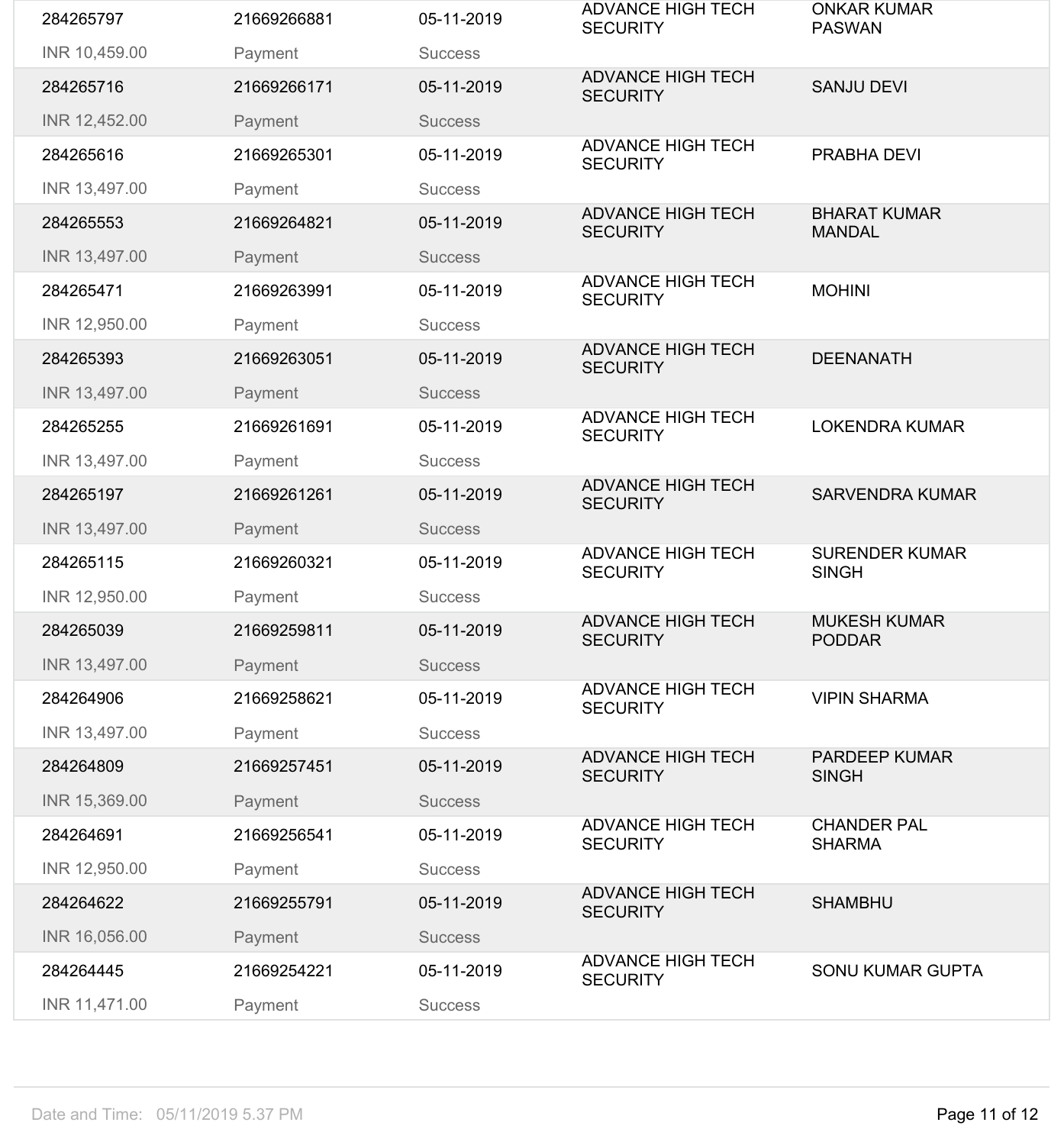| | | | | |
|---|---|---|---|---|
| 284265797<br>INR 10,459.00 | 21669266881<br>Payment | 05-11-2019<br>Success | ADVANCE HIGH TECH SECURITY | ONKAR KUMAR PASWAN |
| 284265716<br>INR 12,452.00 | 21669266171<br>Payment | 05-11-2019<br>Success | ADVANCE HIGH TECH SECURITY | SANJU DEVI |
| 284265616<br>INR 13,497.00 | 21669265301<br>Payment | 05-11-2019<br>Success | ADVANCE HIGH TECH SECURITY | PRABHA DEVI |
| 284265553<br>INR 13,497.00 | 21669264821<br>Payment | 05-11-2019<br>Success | ADVANCE HIGH TECH SECURITY | BHARAT KUMAR MANDAL |
| 284265471<br>INR 12,950.00 | 21669263991<br>Payment | 05-11-2019<br>Success | ADVANCE HIGH TECH SECURITY | MOHINI |
| 284265393<br>INR 13,497.00 | 21669263051<br>Payment | 05-11-2019<br>Success | ADVANCE HIGH TECH SECURITY | DEENANATH |
| 284265255<br>INR 13,497.00 | 21669261691<br>Payment | 05-11-2019<br>Success | ADVANCE HIGH TECH SECURITY | LOKENDRA KUMAR |
| 284265197<br>INR 13,497.00 | 21669261261<br>Payment | 05-11-2019<br>Success | ADVANCE HIGH TECH SECURITY | SARVENDRA KUMAR |
| 284265115<br>INR 12,950.00 | 21669260321<br>Payment | 05-11-2019<br>Success | ADVANCE HIGH TECH SECURITY | SURENDER KUMAR SINGH |
| 284265039<br>INR 13,497.00 | 21669259811<br>Payment | 05-11-2019<br>Success | ADVANCE HIGH TECH SECURITY | MUKESH KUMAR PODDAR |
| 284264906<br>INR 13,497.00 | 21669258621<br>Payment | 05-11-2019<br>Success | ADVANCE HIGH TECH SECURITY | VIPIN SHARMA |
| 284264809<br>INR 15,369.00 | 21669257451<br>Payment | 05-11-2019<br>Success | ADVANCE HIGH TECH SECURITY | PARDEEP KUMAR SINGH |
| 284264691<br>INR 12,950.00 | 21669256541<br>Payment | 05-11-2019<br>Success | ADVANCE HIGH TECH SECURITY | CHANDER PAL SHARMA |
| 284264622<br>INR 16,056.00 | 21669255791<br>Payment | 05-11-2019<br>Success | ADVANCE HIGH TECH SECURITY | SHAMBHU |
| 284264445<br>INR 11,471.00 | 21669254221<br>Payment | 05-11-2019<br>Success | ADVANCE HIGH TECH SECURITY | SONU KUMAR GUPTA |

Date and Time: 05/11/2019 5.37 PM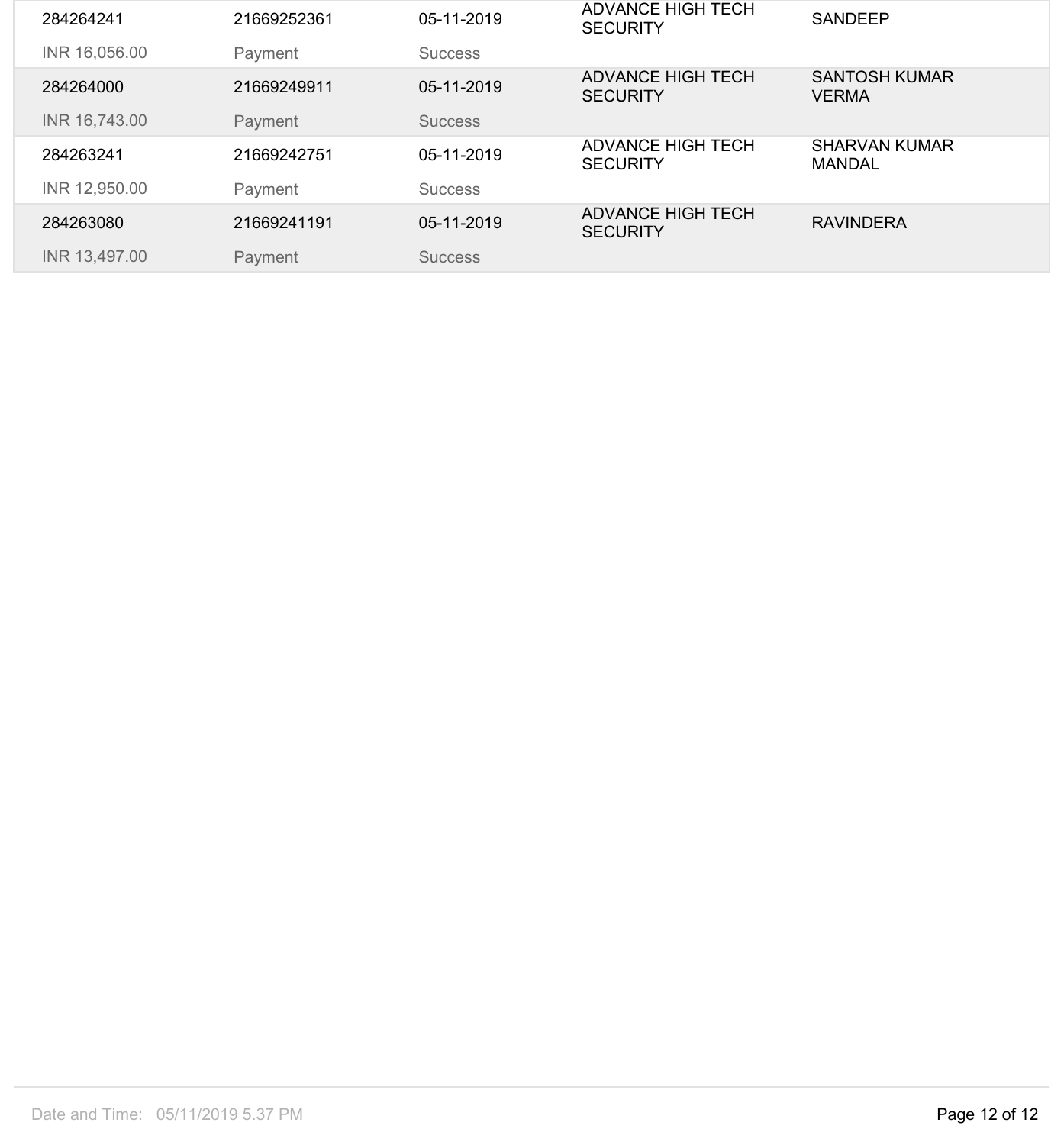| | | | | |
|---|---|---|---|---|
| 284264241 | 21669252361 | 05-11-2019 | ADVANCE HIGH TECH SECURITY | SANDEEP |
| INR 16,056.00 | Payment | Success | | |
| 284264000 | 21669249911 | 05-11-2019 | ADVANCE HIGH TECH SECURITY | SANTOSH KUMAR VERMA |
| INR 16,743.00 | Payment | Success | | |
| 284263241 | 21669242751 | 05-11-2019 | ADVANCE HIGH TECH SECURITY | SHARVAN KUMAR MANDAL |
| INR 12,950.00 | Payment | Success | | |
| 284263080 | 21669241191 | 05-11-2019 | ADVANCE HIGH TECH SECURITY | RAVINDERA |
| INR 13,497.00 | Payment | Success | | |

Date and Time: 05/11/2019 5.37 PM